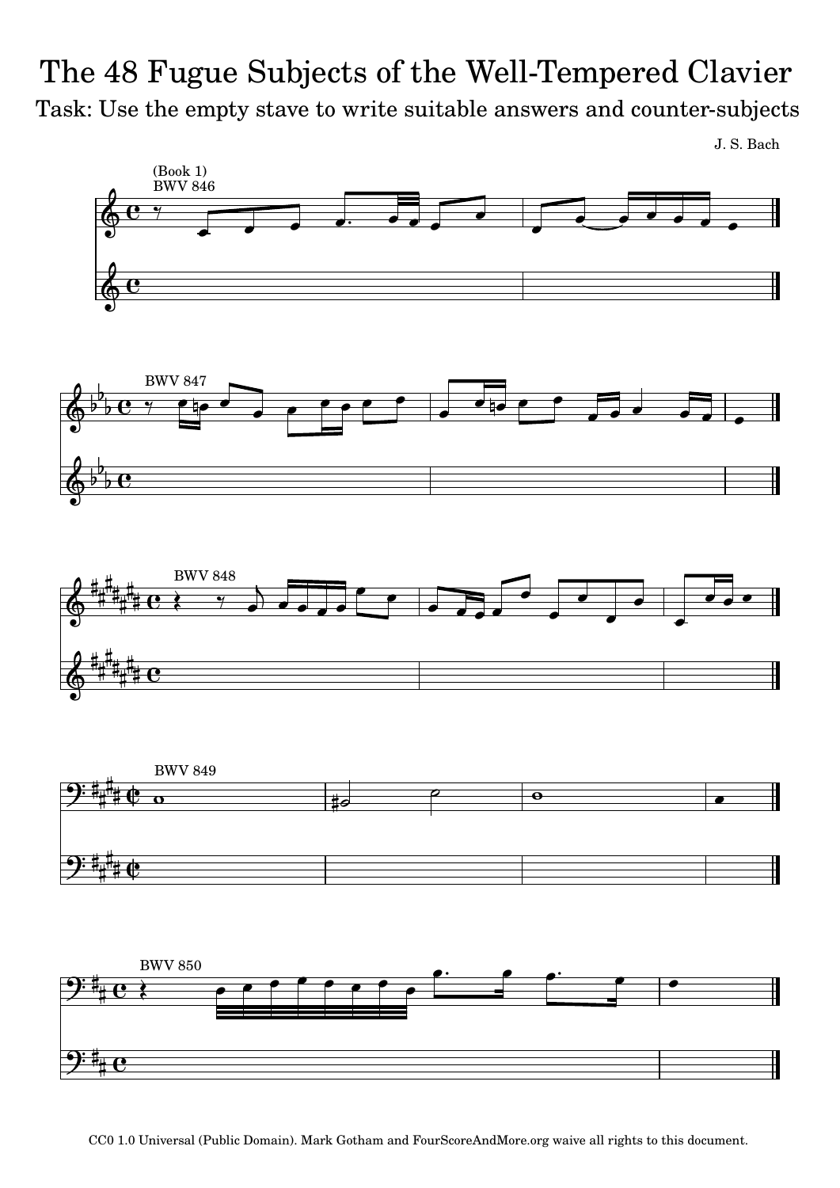# The 48 Fugue Subjects of the Well-Tempered Clavier

## Task: Use the empty stave to write suitable answers and counter-subjects

J. S. Bach

(Book 1)

BWV 846

BWV 847

BWV 848

BWV 849

BWV 850

CC0 1.0 Universal (Public Domain). Mark Gotham and FourScoreAndMore.org waive all rights to this document.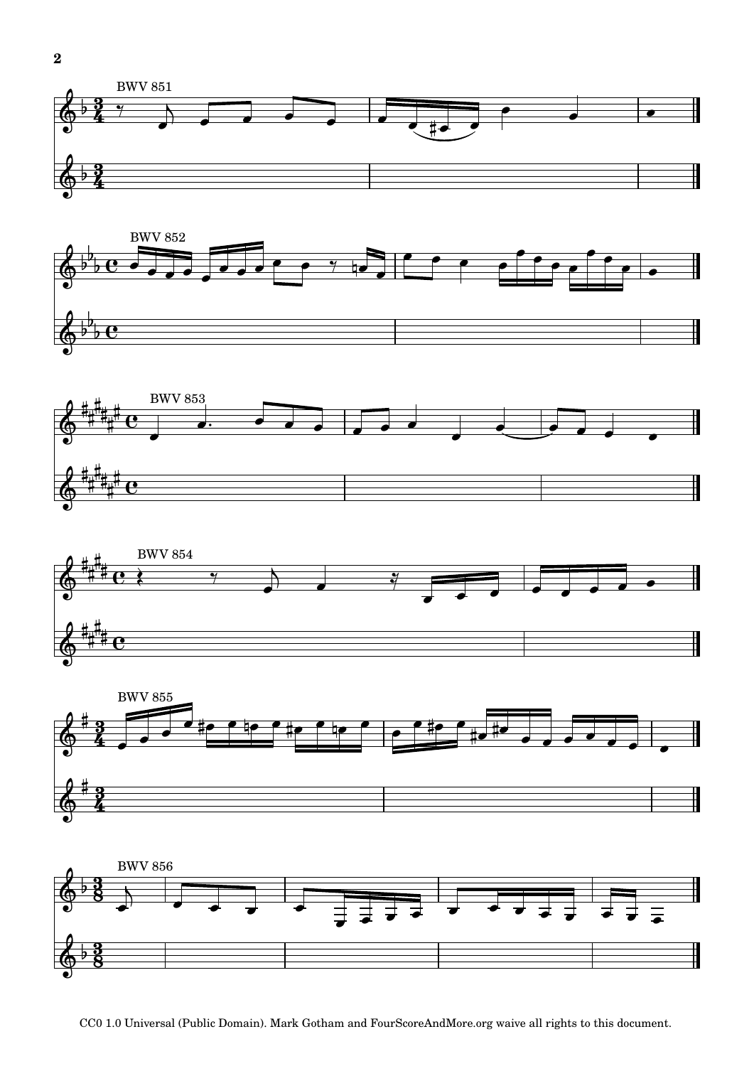BWV 851

BWV 852

BWV 853

BWV 854

BWV 855

BWV 856

CC0 1.0 Universal (Public Domain). Mark Gotham and FourScoreAndMore.org waive all rights to this document.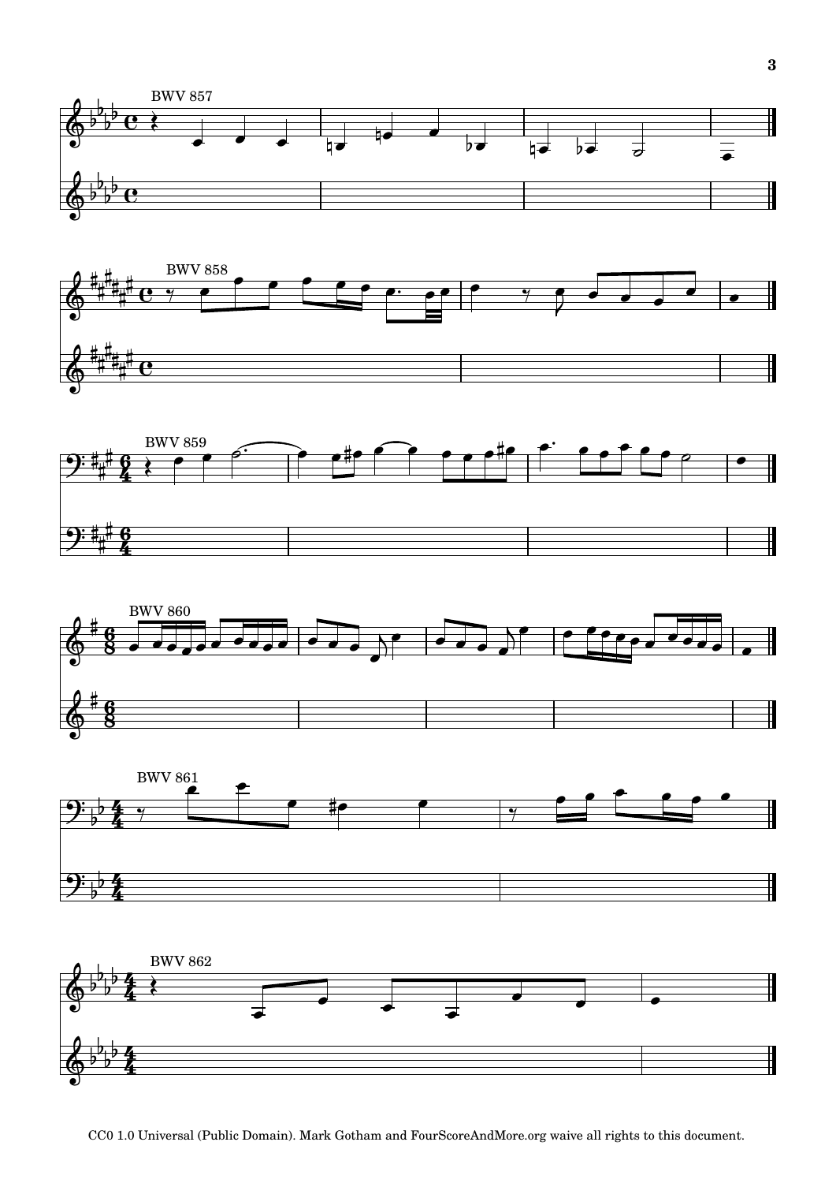BWV 857

BWV 858

BWV 859

BWV 860

BWV 861

BWV 862

CC0 1.0 Universal (Public Domain). Mark Gotham and FourScoreAndMore.org waive all rights to this document.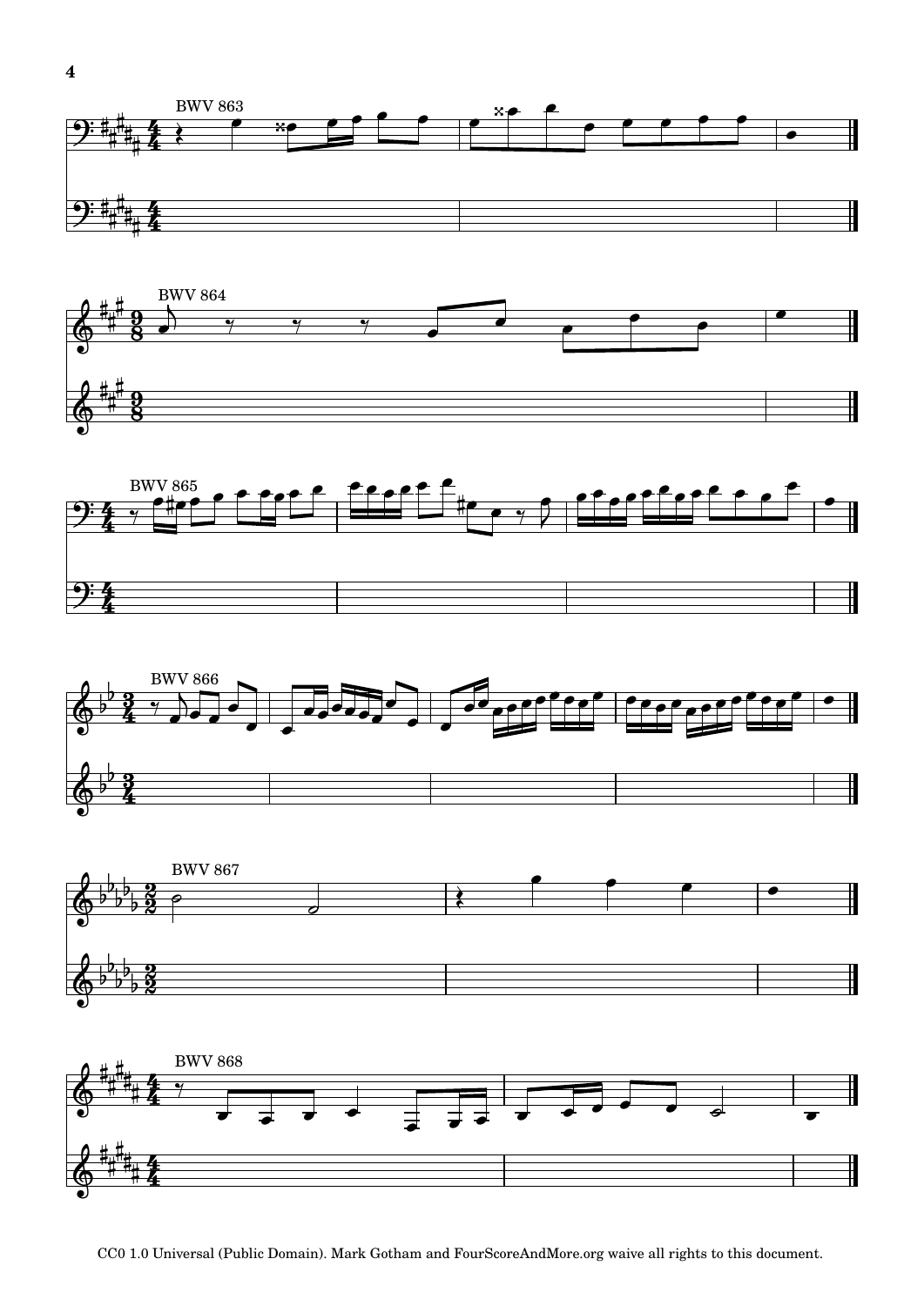BWV 863

BWV 864

BWV 865

BWV 866

BWV 867

BWV 868

CC0 1.0 Universal (Public Domain). Mark Gotham and FourScoreAndMore.org waive all rights to this document.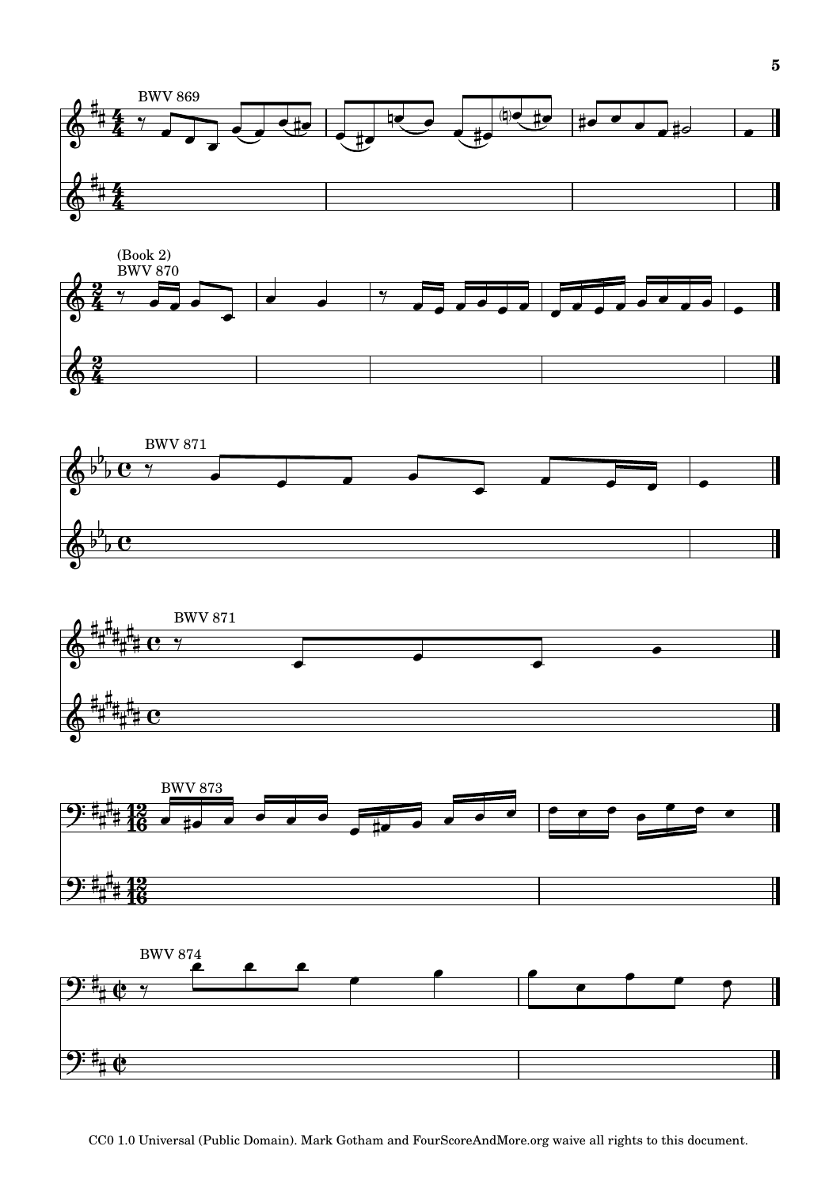BWV 869

(Book 2)
BWV 870

BWV 871

BWV 871

BWV 873

BWV 874

CC0 1.0 Universal (Public Domain). Mark Gotham and FourScoreAndMore.org waive all rights to this document.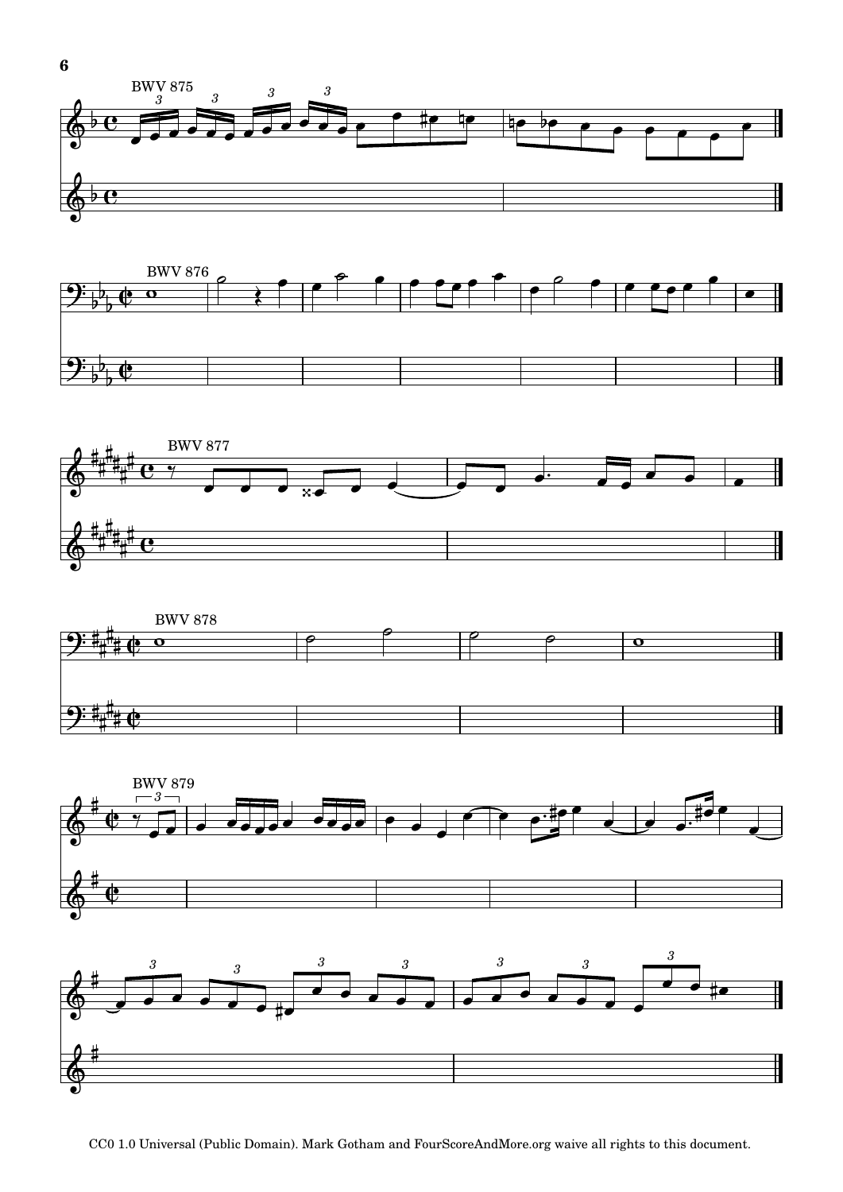BWV 875

BWV 876

BWV 877

BWV 878

BWV 879

CC0 1.0 Universal (Public Domain). Mark Gotham and FourScoreAndMore.org waive all rights to this document.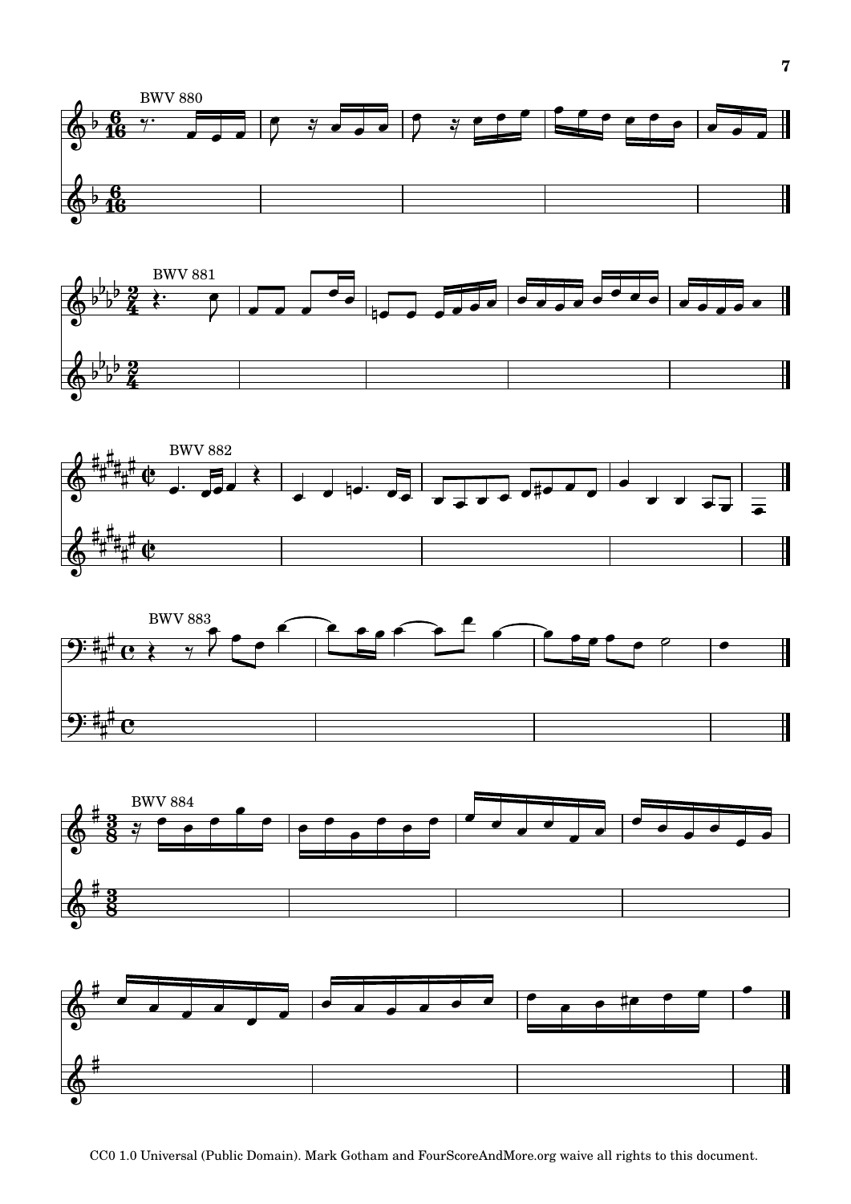BWV 880

BWV 881

BWV 882

BWV 883

BWV 884

CC0 1.0 Universal (Public Domain). Mark Gotham and FourScoreAndMore.org waive all rights to this document.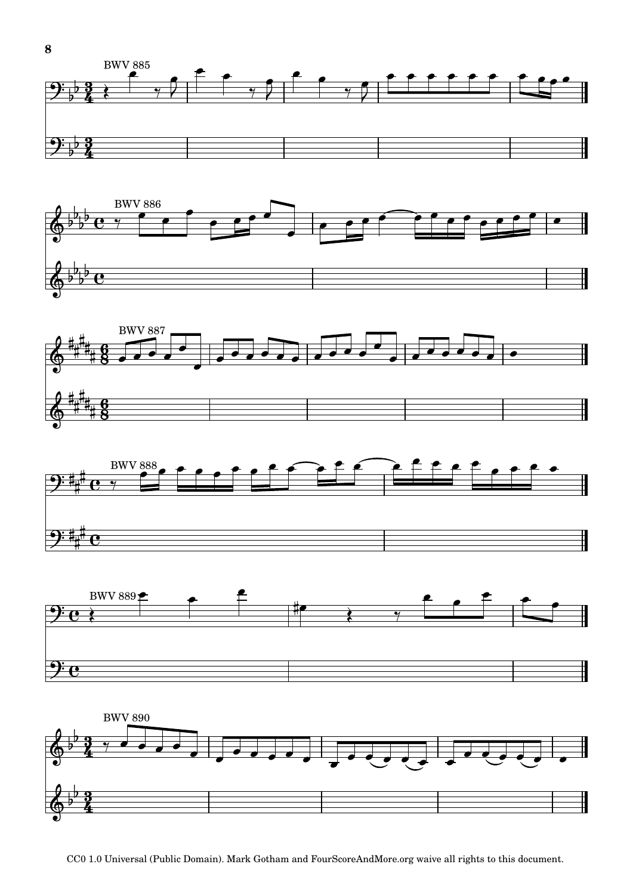BWV 885

BWV 886

BWV 887

BWV 888

BWV 889

BWV 890

CC0 1.0 Universal (Public Domain). Mark Gotham and FourScoreAndMore.org waive all rights to this document.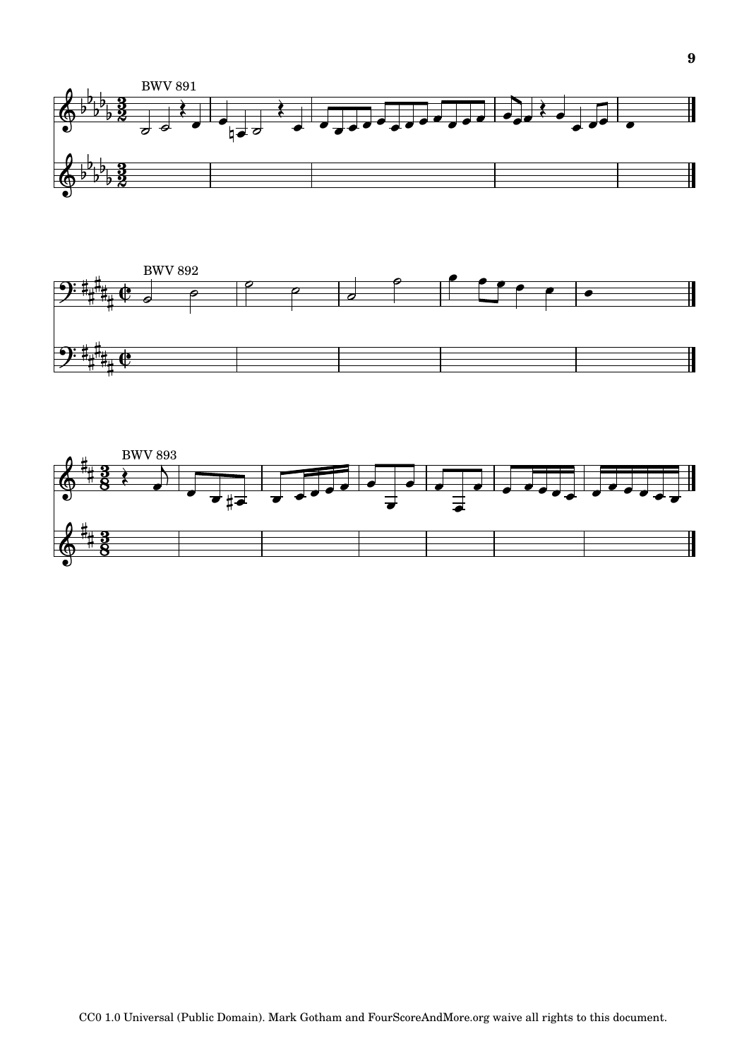BWV 891

BWV 892

BWV 893

CC0 1.0 Universal (Public Domain). Mark Gotham and FourScoreAndMore.org waive all rights to this document.